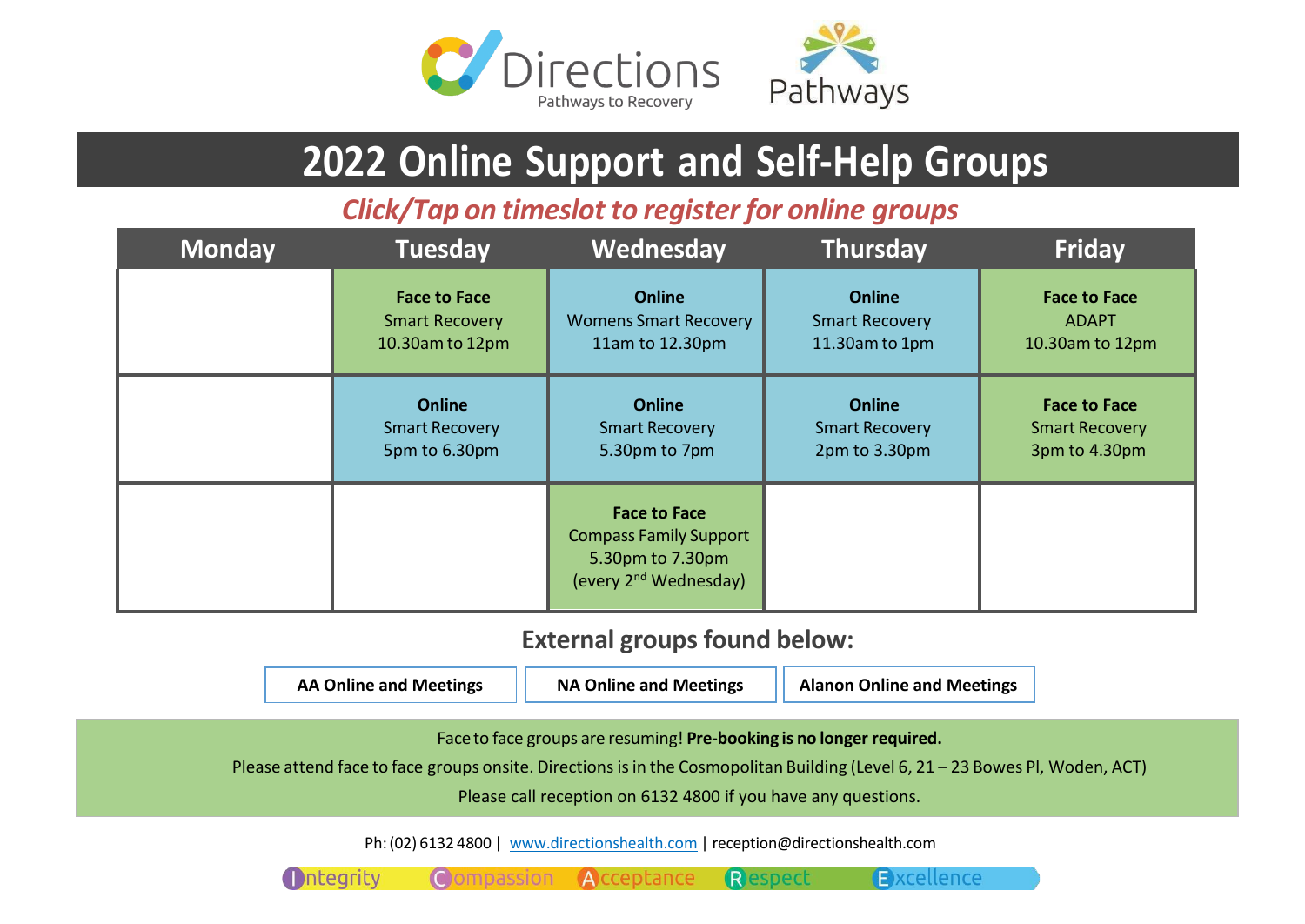Directions
Pathways to Recovery

Pathways

# 2022 Online Support and Self-Help Groups

***Click/Tap on timeslot to register for online groups***

| Monday | Tuesday | Wednesday | Thursday | Friday |
|---|---|---|---|---|
| | **Face to Face** Smart Recovery 10.30am to 12pm | **Online** Womens Smart Recovery 11am to 12.30pm | **Online** Smart Recovery 11.30am to 1pm | **Face to Face** ADAPT 10.30am to 12pm |
| | **Online** Smart Recovery 5pm to 6.30pm | **Online** Smart Recovery 5.30pm to 7pm | **Online** Smart Recovery 2pm to 3.30pm | **Face to Face** Smart Recovery 3pm to 4.30pm |
| | | **Face to Face** Compass Family Support 5.30pm to 7.30pm (every 2nd Wednesday) | | |

## External groups found below:

**AA Online and Meetings** | **NA Online and Meetings** | **Alanon Online and Meetings**

Face to face groups are resuming! **Pre-booking is no longer required.**

Please attend face to face groups onsite. Directions is in the Cosmopolitan Building (Level 6, 21 – 23 Bowes Pl, Woden, ACT)

Please call reception on 6132 4800 if you have any questions.

Ph: (02) 6132 4800 | www.directionshealth.com | reception@directionshealth.com

Integrity Compassion Acceptance Respect Excellence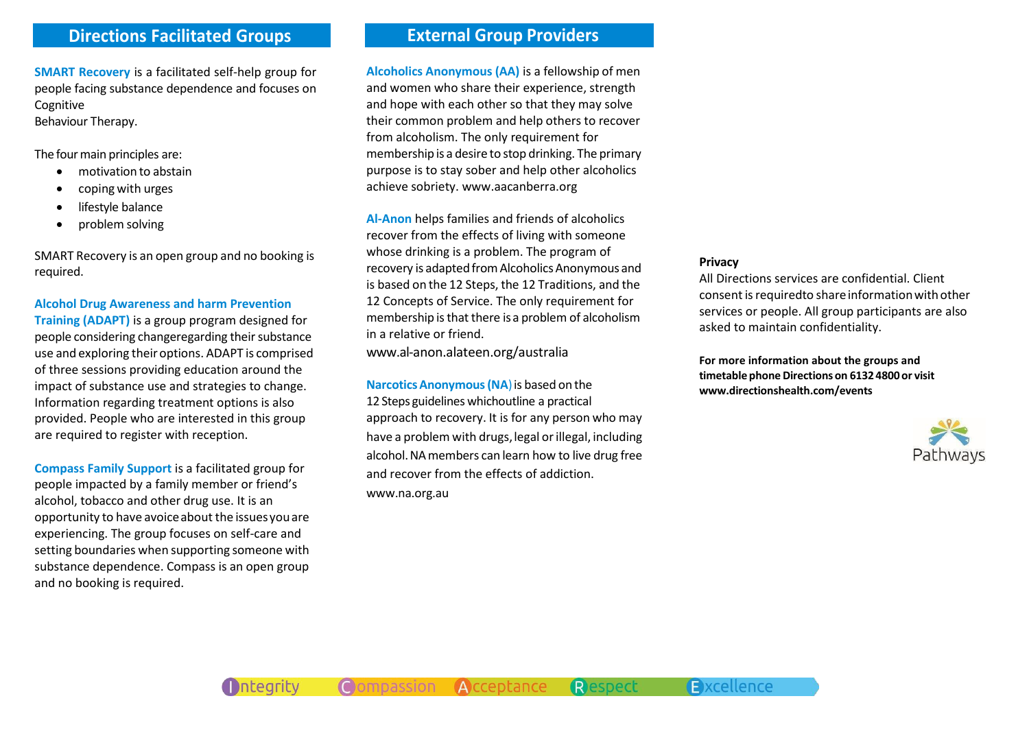## Directions Facilitated Groups

**SMART Recovery** is a facilitated self-help group for people facing substance dependence and focuses on Cognitive Behaviour Therapy.

The four main principles are:

- motivation to abstain
- coping with urges
- lifestyle balance
- problem solving

SMART Recovery is an open group and no booking is required.

**Alcohol Drug Awareness and harm Prevention Training (ADAPT)** is a group program designed for people considering changeregarding their substance use and exploring their options. ADAPT is comprised of three sessions providing education around the impact of substance use and strategies to change. Information regarding treatment options is also provided. People who are interested in this group are required to register with reception.

**Compass Family Support** is a facilitated group for people impacted by a family member or friend's alcohol, tobacco and other drug use. It is an opportunity to have avoice about the issues you are experiencing. The group focuses on self-care and setting boundaries when supporting someone with substance dependence. Compass is an open group and no booking is required.

## External Group Providers

**Alcoholics Anonymous (AA)** is a fellowship of men and women who share their experience, strength and hope with each other so that they may solve their common problem and help others to recover from alcoholism. The only requirement for membership is a desire to stop drinking. The primary purpose is to stay sober and help other alcoholics achieve sobriety. www.aacanberra.org

**Al-Anon** helps families and friends of alcoholics recover from the effects of living with someone whose drinking is a problem. The program of recovery is adapted from Alcoholics Anonymous and is based on the 12 Steps, the 12 Traditions, and the 12 Concepts of Service. The only requirement for membership is that there is a problem of alcoholism in a relative or friend.
www.al-anon.alateen.org/australia

**Narcotics Anonymous (NA)** is based on the 12 Steps guidelines whichoutline a practical approach to recovery. It is for any person who may have a problem with drugs, legal or illegal, including alcohol. NA members can learn how to live drug free and recover from the effects of addiction.
www.na.org.au

**Privacy**
All Directions services are confidential. Client consent is requiredto share information with other services or people. All group participants are also asked to maintain confidentiality.

**For more information about the groups and timetable phone Directions on 6132 4800 or visit www.directionshealth.com/events**

Pathways

Integrity Compassion Acceptance Respect Excellence